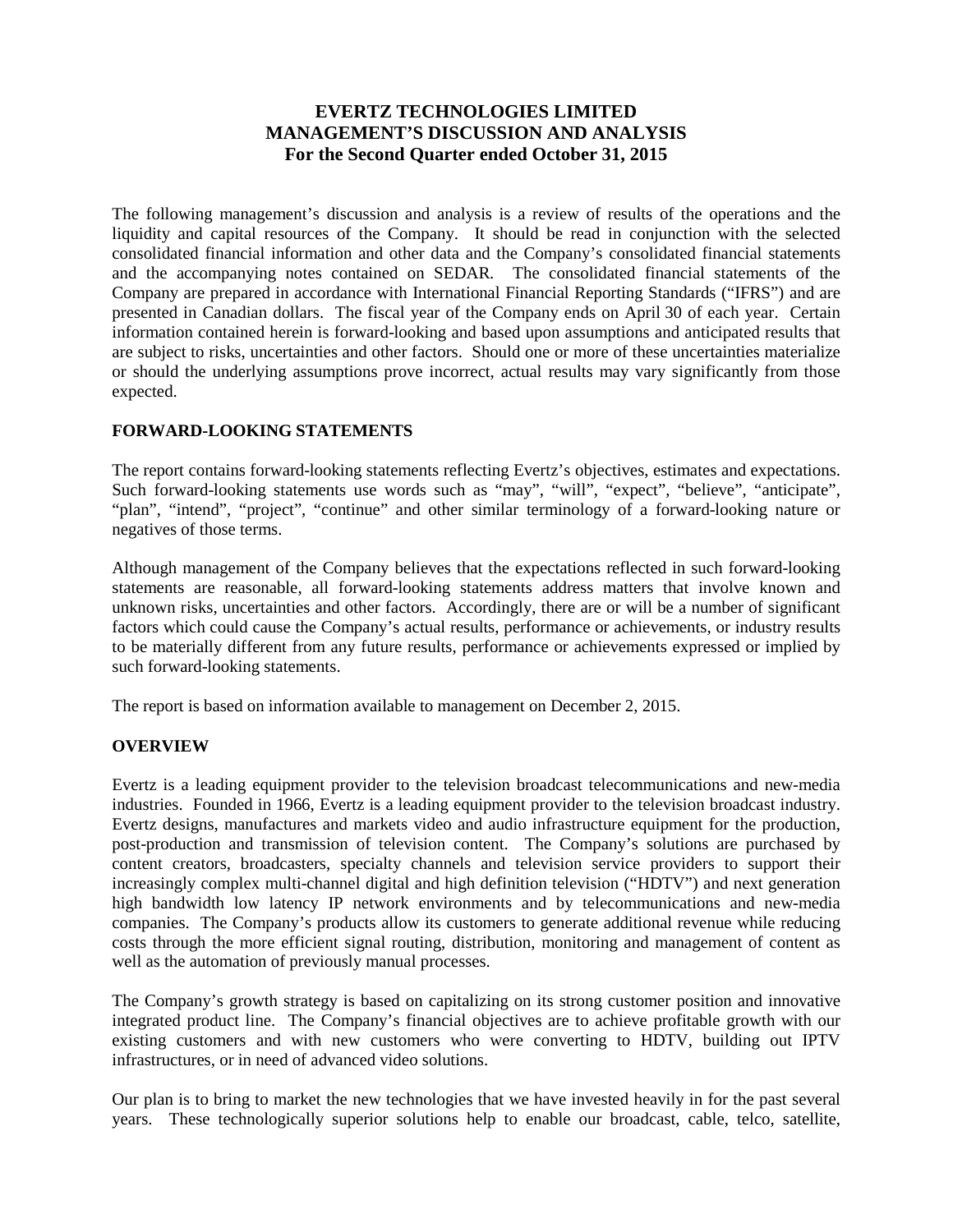# EVERTZ TECHNOLOGIES LIMITED
# MANAGEMENT'S DISCUSSION AND ANALYSIS
## For the Second Quarter ended October 31, 2015

The following management's discussion and analysis is a review of results of the operations and the liquidity and capital resources of the Company. It should be read in conjunction with the selected consolidated financial information and other data and the Company's consolidated financial statements and the accompanying notes contained on SEDAR. The consolidated financial statements of the Company are prepared in accordance with International Financial Reporting Standards ("IFRS") and are presented in Canadian dollars. The fiscal year of the Company ends on April 30 of each year. Certain information contained herein is forward-looking and based upon assumptions and anticipated results that are subject to risks, uncertainties and other factors. Should one or more of these uncertainties materialize or should the underlying assumptions prove incorrect, actual results may vary significantly from those expected.

### FORWARD-LOOKING STATEMENTS

The report contains forward-looking statements reflecting Evertz's objectives, estimates and expectations. Such forward-looking statements use words such as "may", "will", "expect", "believe", "anticipate", "plan", "intend", "project", "continue" and other similar terminology of a forward-looking nature or negatives of those terms.

Although management of the Company believes that the expectations reflected in such forward-looking statements are reasonable, all forward-looking statements address matters that involve known and unknown risks, uncertainties and other factors. Accordingly, there are or will be a number of significant factors which could cause the Company's actual results, performance or achievements, or industry results to be materially different from any future results, performance or achievements expressed or implied by such forward-looking statements.

The report is based on information available to management on December 2, 2015.

### OVERVIEW

Evertz is a leading equipment provider to the television broadcast telecommunications and new-media industries. Founded in 1966, Evertz is a leading equipment provider to the television broadcast industry. Evertz designs, manufactures and markets video and audio infrastructure equipment for the production, post-production and transmission of television content. The Company's solutions are purchased by content creators, broadcasters, specialty channels and television service providers to support their increasingly complex multi-channel digital and high definition television ("HDTV") and next generation high bandwidth low latency IP network environments and by telecommunications and new-media companies. The Company's products allow its customers to generate additional revenue while reducing costs through the more efficient signal routing, distribution, monitoring and management of content as well as the automation of previously manual processes.

The Company's growth strategy is based on capitalizing on its strong customer position and innovative integrated product line. The Company's financial objectives are to achieve profitable growth with our existing customers and with new customers who were converting to HDTV, building out IPTV infrastructures, or in need of advanced video solutions.

Our plan is to bring to market the new technologies that we have invested heavily in for the past several years. These technologically superior solutions help to enable our broadcast, cable, telco, satellite,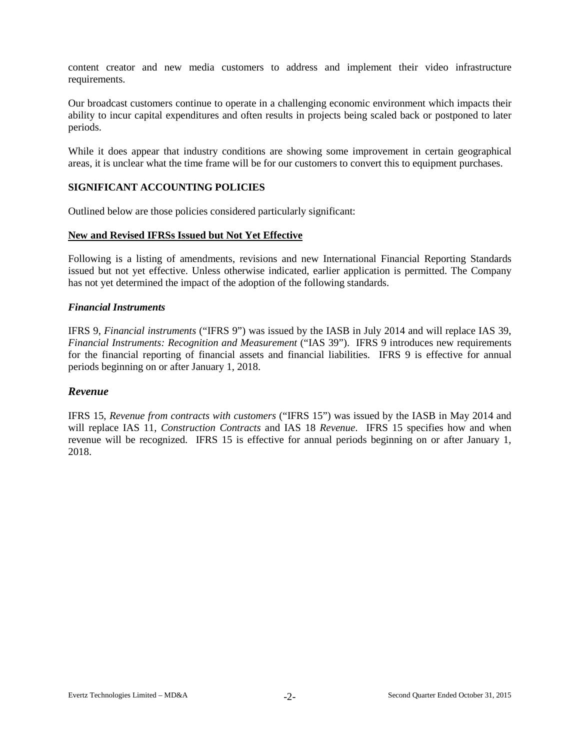content creator and new media customers to address and implement their video infrastructure requirements.

Our broadcast customers continue to operate in a challenging economic environment which impacts their ability to incur capital expenditures and often results in projects being scaled back or postponed to later periods.

While it does appear that industry conditions are showing some improvement in certain geographical areas, it is unclear what the time frame will be for our customers to convert this to equipment purchases.

## SIGNIFICANT ACCOUNTING POLICIES

Outlined below are those policies considered particularly significant:

### New and Revised IFRSs Issued but Not Yet Effective

Following is a listing of amendments, revisions and new International Financial Reporting Standards issued but not yet effective. Unless otherwise indicated, earlier application is permitted. The Company has not yet determined the impact of the adoption of the following standards.

#### *Financial Instruments*

IFRS 9, *Financial instruments* ("IFRS 9") was issued by the IASB in July 2014 and will replace IAS 39, *Financial Instruments: Recognition and Measurement* ("IAS 39"). IFRS 9 introduces new requirements for the financial reporting of financial assets and financial liabilities. IFRS 9 is effective for annual periods beginning on or after January 1, 2018.

#### *Revenue*

IFRS 15, *Revenue from contracts with customers* ("IFRS 15") was issued by the IASB in May 2014 and will replace IAS 11, *Construction Contracts* and IAS 18 *Revenue*. IFRS 15 specifies how and when revenue will be recognized. IFRS 15 is effective for annual periods beginning on or after January 1, 2018.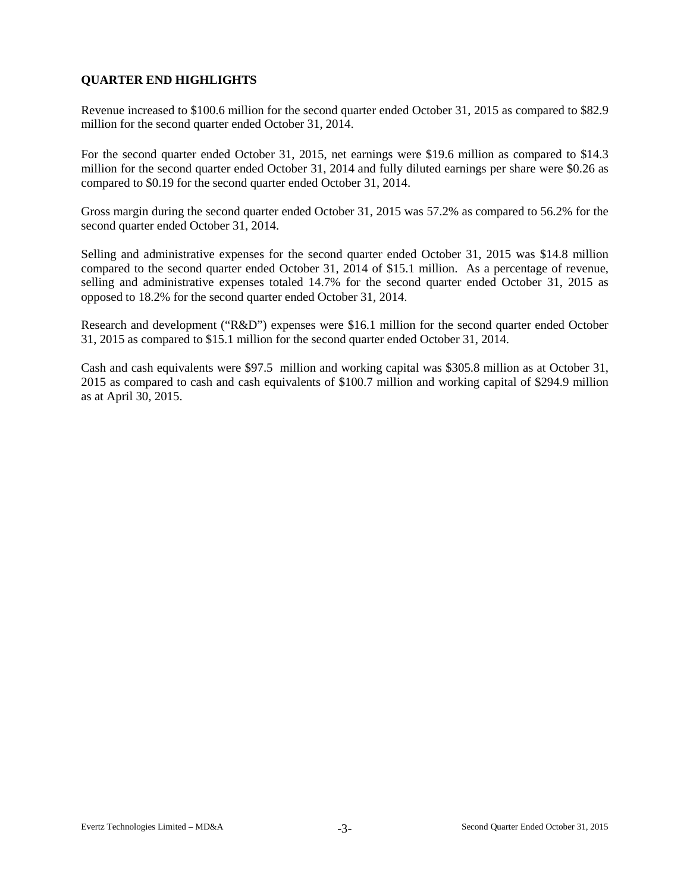## QUARTER END HIGHLIGHTS

Revenue increased to $100.6 million for the second quarter ended October 31, 2015 as compared to $82.9 million for the second quarter ended October 31, 2014.

For the second quarter ended October 31, 2015, net earnings were $19.6 million as compared to $14.3 million for the second quarter ended October 31, 2014 and fully diluted earnings per share were $0.26 as compared to $0.19 for the second quarter ended October 31, 2014.

Gross margin during the second quarter ended October 31, 2015 was 57.2% as compared to 56.2% for the second quarter ended October 31, 2014.

Selling and administrative expenses for the second quarter ended October 31, 2015 was $14.8 million compared to the second quarter ended October 31, 2014 of $15.1 million. As a percentage of revenue, selling and administrative expenses totaled 14.7% for the second quarter ended October 31, 2015 as opposed to 18.2% for the second quarter ended October 31, 2014.

Research and development ("R&D") expenses were $16.1 million for the second quarter ended October 31, 2015 as compared to $15.1 million for the second quarter ended October 31, 2014.

Cash and cash equivalents were $97.5 million and working capital was $305.8 million as at October 31, 2015 as compared to cash and cash equivalents of $100.7 million and working capital of $294.9 million as at April 30, 2015.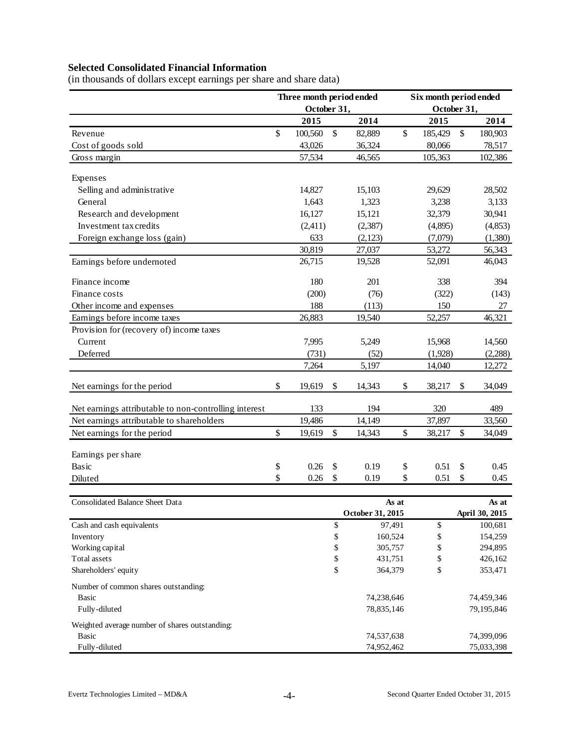## Selected Consolidated Financial Information

(in thousands of dollars except earnings per share and share data)

| | Three month period ended October 31, | | Six month period ended October 31, | |
|---|---|---|---|---|
| | 2015 | 2014 | 2015 | 2014 |
| Revenue | $ 100,560 | $ 82,889 | $ 185,429 | $ 180,903 |
| Cost of goods sold | 43,026 | 36,324 | 80,066 | 78,517 |
| Gross margin | 57,534 | 46,565 | 105,363 | 102,386 |
| Expenses | | | | |
| Selling and administrative | 14,827 | 15,103 | 29,629 | 28,502 |
| General | 1,643 | 1,323 | 3,238 | 3,133 |
| Research and development | 16,127 | 15,121 | 32,379 | 30,941 |
| Investment tax credits | (2,411) | (2,387) | (4,895) | (4,853) |
| Foreign exchange loss (gain) | 633 | (2,123) | (7,079) | (1,380) |
| | 30,819 | 27,037 | 53,272 | 56,343 |
| Earnings before undernoted | 26,715 | 19,528 | 52,091 | 46,043 |
| Finance income | 180 | 201 | 338 | 394 |
| Finance costs | (200) | (76) | (322) | (143) |
| Other income and expenses | 188 | (113) | 150 | 27 |
| Earnings before income taxes | 26,883 | 19,540 | 52,257 | 46,321 |
| Provision for (recovery of) income taxes | | | | |
| Current | 7,995 | 5,249 | 15,968 | 14,560 |
| Deferred | (731) | (52) | (1,928) | (2,288) |
| | 7,264 | 5,197 | 14,040 | 12,272 |
| Net earnings for the period | $ 19,619 | $ 14,343 | $ 38,217 | $ 34,049 |
| Net earnings attributable to non-controlling interest | 133 | 194 | 320 | 489 |
| Net earnings attributable to shareholders | 19,486 | 14,149 | 37,897 | 33,560 |
| Net earnings for the period | $ 19,619 | $ 14,343 | $ 38,217 | $ 34,049 |
| Earnings per share | | | | |
| Basic | $ 0.26 | $ 0.19 | $ 0.51 | $ 0.45 |
| Diluted | $ 0.26 | $ 0.19 | $ 0.51 | $ 0.45 |

| Consolidated Balance Sheet Data | As at October 31, 2015 | As at April 30, 2015 |
|---|---|---|
| Cash and cash equivalents | $ 97,491 | $ 100,681 |
| Inventory | $ 160,524 | $ 154,259 |
| Working capital | $ 305,757 | $ 294,895 |
| Total assets | $ 431,751 | $ 426,162 |
| Shareholders' equity | $ 364,379 | $ 353,471 |
| Number of common shares outstanding: | | |
| Basic | 74,238,646 | 74,459,346 |
| Fully-diluted | 78,835,146 | 79,195,846 |
| Weighted average number of shares outstanding: | | |
| Basic | 74,537,638 | 74,399,096 |
| Fully-diluted | 74,952,462 | 75,033,398 |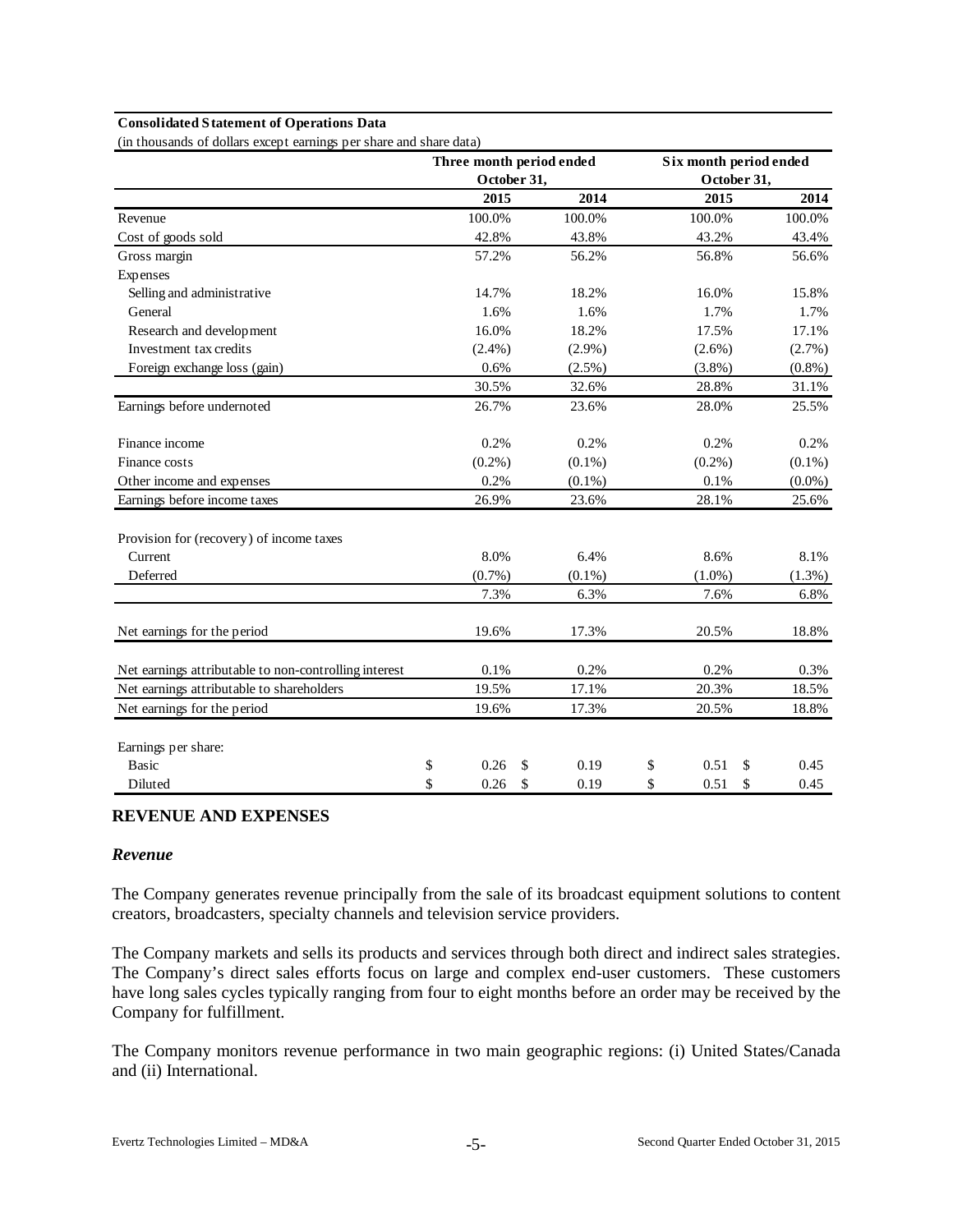**Consolidated Statement of Operations Data**

(in thousands of dollars except earnings per share and share data)

| | Three month period ended October 31, | | Six month period ended October 31, | |
|---|---|---|---|---|
| | 2015 | 2014 | 2015 | 2014 |
| Revenue | 100.0% | 100.0% | 100.0% | 100.0% |
| Cost of goods sold | 42.8% | 43.8% | 43.2% | 43.4% |
| Gross margin | 57.2% | 56.2% | 56.8% | 56.6% |
| Expenses | | | | |
| Selling and administrative | 14.7% | 18.2% | 16.0% | 15.8% |
| General | 1.6% | 1.6% | 1.7% | 1.7% |
| Research and development | 16.0% | 18.2% | 17.5% | 17.1% |
| Investment tax credits | (2.4%) | (2.9%) | (2.6%) | (2.7%) |
| Foreign exchange loss (gain) | 0.6% | (2.5%) | (3.8%) | (0.8%) |
| | 30.5% | 32.6% | 28.8% | 31.1% |
| Earnings before undernoted | 26.7% | 23.6% | 28.0% | 25.5% |
| Finance income | 0.2% | 0.2% | 0.2% | 0.2% |
| Finance costs | (0.2%) | (0.1%) | (0.2%) | (0.1%) |
| Other income and expenses | 0.2% | (0.1%) | 0.1% | (0.0%) |
| Earnings before income taxes | 26.9% | 23.6% | 28.1% | 25.6% |
| Provision for (recovery) of income taxes | | | | |
| Current | 8.0% | 6.4% | 8.6% | 8.1% |
| Deferred | (0.7%) | (0.1%) | (1.0%) | (1.3%) |
| | 7.3% | 6.3% | 7.6% | 6.8% |
| Net earnings for the period | 19.6% | 17.3% | 20.5% | 18.8% |
| Net earnings attributable to non-controlling interest | 0.1% | 0.2% | 0.2% | 0.3% |
| Net earnings attributable to shareholders | 19.5% | 17.1% | 20.3% | 18.5% |
| Net earnings for the period | 19.6% | 17.3% | 20.5% | 18.8% |
| Earnings per share: | | | | |
| Basic | $ 0.26 | $ 0.19 | $ 0.51 | $ 0.45 |
| Diluted | $ 0.26 | $ 0.19 | $ 0.51 | $ 0.45 |

## REVENUE AND EXPENSES

### *Revenue*

The Company generates revenue principally from the sale of its broadcast equipment solutions to content creators, broadcasters, specialty channels and television service providers.

The Company markets and sells its products and services through both direct and indirect sales strategies. The Company's direct sales efforts focus on large and complex end-user customers. These customers have long sales cycles typically ranging from four to eight months before an order may be received by the Company for fulfillment.

The Company monitors revenue performance in two main geographic regions: (i) United States/Canada and (ii) International.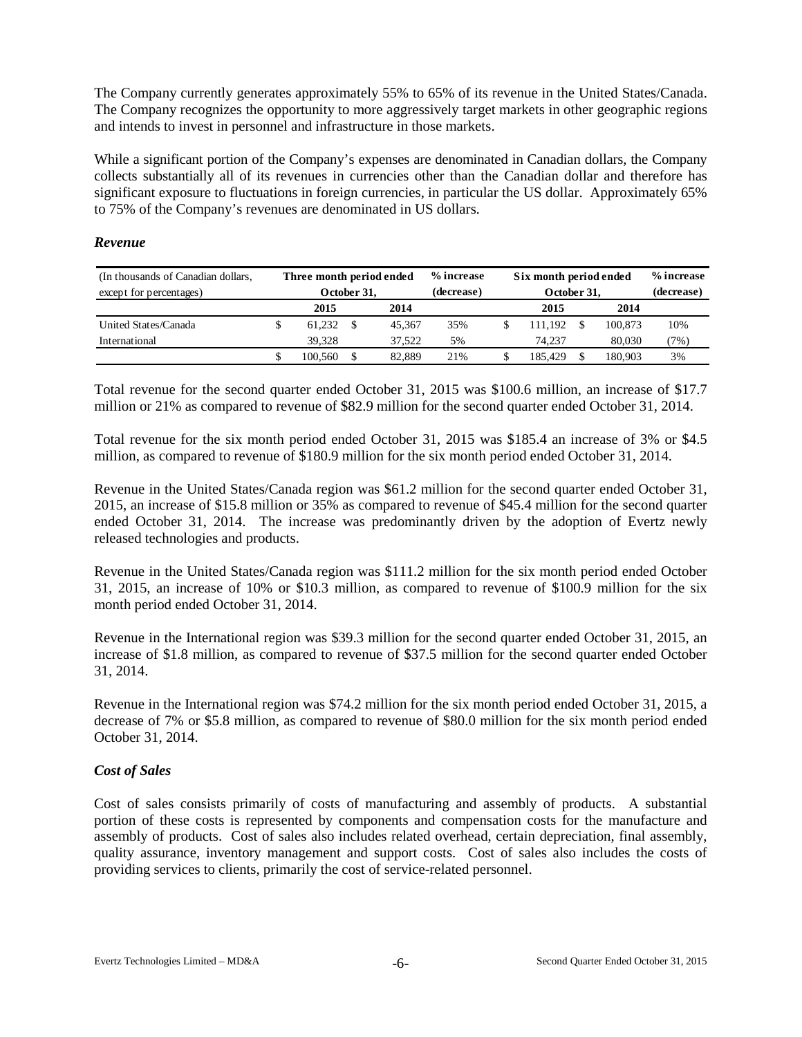The Company currently generates approximately 55% to 65% of its revenue in the United States/Canada. The Company recognizes the opportunity to more aggressively target markets in other geographic regions and intends to invest in personnel and infrastructure in those markets.

While a significant portion of the Company's expenses are denominated in Canadian dollars, the Company collects substantially all of its revenues in currencies other than the Canadian dollar and therefore has significant exposure to fluctuations in foreign currencies, in particular the US dollar. Approximately 65% to 75% of the Company's revenues are denominated in US dollars.

### *Revenue*

| (In thousands of Canadian dollars, except for percentages) | Three month period ended October 31, | | % increase (decrease) | Six month period ended October 31, | | % increase (decrease) |
|---|---|---|---|---|---|---|
| | 2015 | 2014 | | 2015 | 2014 | |
| United States/Canada | $ 61,232 | $ 45,367 | 35% | $ 111,192 | $ 100,873 | 10% |
| International | 39,328 | 37,522 | 5% | 74,237 | 80,030 | (7%) |
| | $ 100,560 | $ 82,889 | 21% | $ 185,429 | $ 180,903 | 3% |

Total revenue for the second quarter ended October 31, 2015 was $100.6 million, an increase of $17.7 million or 21% as compared to revenue of $82.9 million for the second quarter ended October 31, 2014.

Total revenue for the six month period ended October 31, 2015 was $185.4 an increase of 3% or $4.5 million, as compared to revenue of $180.9 million for the six month period ended October 31, 2014.

Revenue in the United States/Canada region was $61.2 million for the second quarter ended October 31, 2015, an increase of $15.8 million or 35% as compared to revenue of $45.4 million for the second quarter ended October 31, 2014. The increase was predominantly driven by the adoption of Evertz newly released technologies and products.

Revenue in the United States/Canada region was $111.2 million for the six month period ended October 31, 2015, an increase of 10% or $10.3 million, as compared to revenue of $100.9 million for the six month period ended October 31, 2014.

Revenue in the International region was $39.3 million for the second quarter ended October 31, 2015, an increase of $1.8 million, as compared to revenue of $37.5 million for the second quarter ended October 31, 2014.

Revenue in the International region was $74.2 million for the six month period ended October 31, 2015, a decrease of 7% or $5.8 million, as compared to revenue of $80.0 million for the six month period ended October 31, 2014.

### *Cost of Sales*

Cost of sales consists primarily of costs of manufacturing and assembly of products. A substantial portion of these costs is represented by components and compensation costs for the manufacture and assembly of products. Cost of sales also includes related overhead, certain depreciation, final assembly, quality assurance, inventory management and support costs. Cost of sales also includes the costs of providing services to clients, primarily the cost of service-related personnel.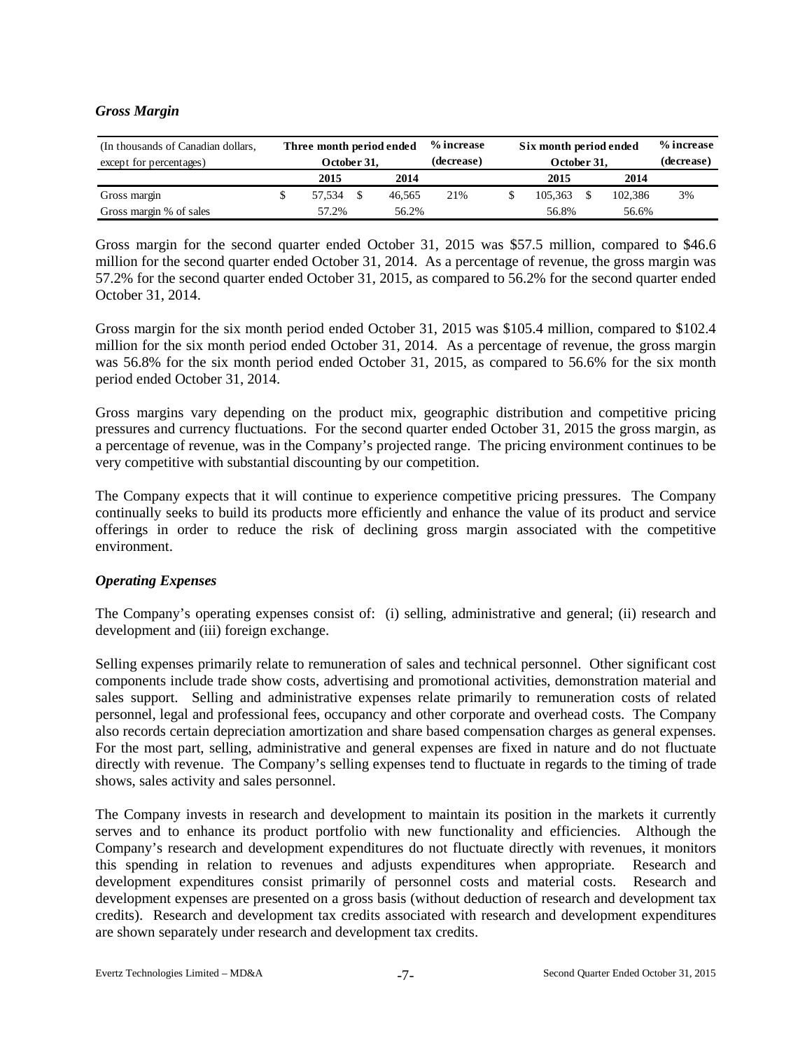### *Gross Margin*

| (In thousands of Canadian dollars, except for percentages) | Three month period ended October 31, | | % increase (decrease) | Six month period ended October 31, | | % increase (decrease) |
|---|---|---|---|---|---|---|
| | 2015 | 2014 | | 2015 | 2014 | |
| Gross margin | $ 57,534 | $ 46,565 | 21% | $ 105,363 | $ 102,386 | 3% |
| Gross margin % of sales | 57.2% | 56.2% | | 56.8% | 56.6% | |

Gross margin for the second quarter ended October 31, 2015 was $57.5 million, compared to $46.6 million for the second quarter ended October 31, 2014. As a percentage of revenue, the gross margin was 57.2% for the second quarter ended October 31, 2015, as compared to 56.2% for the second quarter ended October 31, 2014.

Gross margin for the six month period ended October 31, 2015 was $105.4 million, compared to $102.4 million for the six month period ended October 31, 2014. As a percentage of revenue, the gross margin was 56.8% for the six month period ended October 31, 2015, as compared to 56.6% for the six month period ended October 31, 2014.

Gross margins vary depending on the product mix, geographic distribution and competitive pricing pressures and currency fluctuations. For the second quarter ended October 31, 2015 the gross margin, as a percentage of revenue, was in the Company's projected range. The pricing environment continues to be very competitive with substantial discounting by our competition.

The Company expects that it will continue to experience competitive pricing pressures. The Company continually seeks to build its products more efficiently and enhance the value of its product and service offerings in order to reduce the risk of declining gross margin associated with the competitive environment.

### *Operating Expenses*

The Company's operating expenses consist of: (i) selling, administrative and general; (ii) research and development and (iii) foreign exchange.

Selling expenses primarily relate to remuneration of sales and technical personnel. Other significant cost components include trade show costs, advertising and promotional activities, demonstration material and sales support. Selling and administrative expenses relate primarily to remuneration costs of related personnel, legal and professional fees, occupancy and other corporate and overhead costs. The Company also records certain depreciation amortization and share based compensation charges as general expenses. For the most part, selling, administrative and general expenses are fixed in nature and do not fluctuate directly with revenue. The Company's selling expenses tend to fluctuate in regards to the timing of trade shows, sales activity and sales personnel.

The Company invests in research and development to maintain its position in the markets it currently serves and to enhance its product portfolio with new functionality and efficiencies. Although the Company's research and development expenditures do not fluctuate directly with revenues, it monitors this spending in relation to revenues and adjusts expenditures when appropriate. Research and development expenditures consist primarily of personnel costs and material costs. Research and development expenses are presented on a gross basis (without deduction of research and development tax credits). Research and development tax credits associated with research and development expenditures are shown separately under research and development tax credits.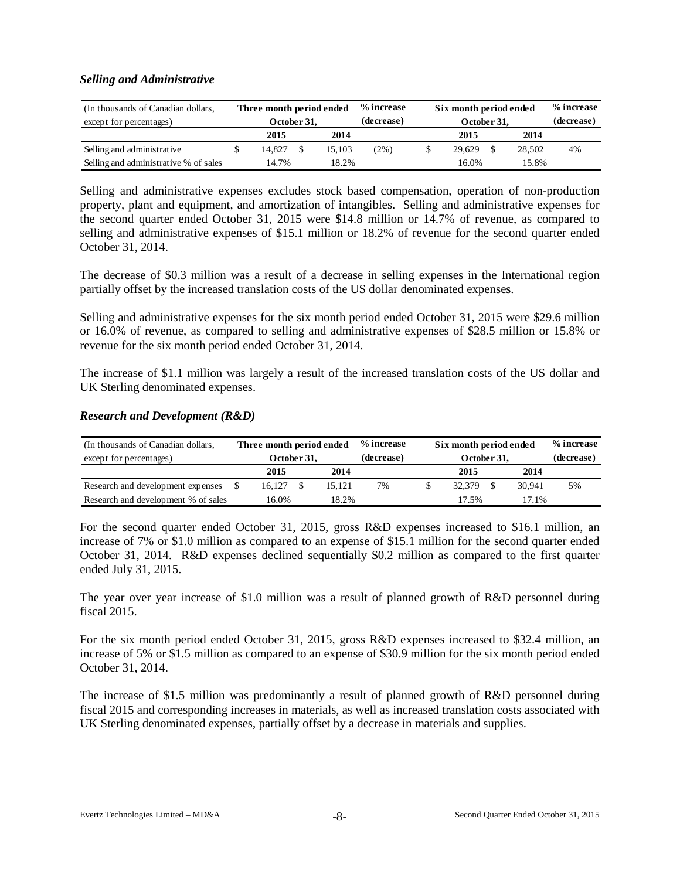### *Selling and Administrative*

| (In thousands of Canadian dollars, except for percentages) | Three month period ended October 31, | | % increase (decrease) | Six month period ended October 31, | | % increase (decrease) |
|---|---|---|---|---|---|---|
| | **2015** | **2014** | | **2015** | **2014** | |
| Selling and administrative | $ 14,827 | $ 15,103 | (2%) | $ 29,629 | $ 28,502 | 4% |
| Selling and administrative % of sales | 14.7% | 18.2% | | 16.0% | 15.8% | |

Selling and administrative expenses excludes stock based compensation, operation of non-production property, plant and equipment, and amortization of intangibles. Selling and administrative expenses for the second quarter ended October 31, 2015 were $14.8 million or 14.7% of revenue, as compared to selling and administrative expenses of $15.1 million or 18.2% of revenue for the second quarter ended October 31, 2014.

The decrease of $0.3 million was a result of a decrease in selling expenses in the International region partially offset by the increased translation costs of the US dollar denominated expenses.

Selling and administrative expenses for the six month period ended October 31, 2015 were $29.6 million or 16.0% of revenue, as compared to selling and administrative expenses of $28.5 million or 15.8% or revenue for the six month period ended October 31, 2014.

The increase of $1.1 million was largely a result of the increased translation costs of the US dollar and UK Sterling denominated expenses.

### *Research and Development (R&D)*

| (In thousands of Canadian dollars, except for percentages) | Three month period ended October 31, | | % increase (decrease) | Six month period ended October 31, | | % increase (decrease) |
|---|---|---|---|---|---|---|
| | **2015** | **2014** | | **2015** | **2014** | |
| Research and development expenses | $ 16,127 | $ 15,121 | 7% | $ 32,379 | $ 30,941 | 5% |
| Research and development % of sales | 16.0% | 18.2% | | 17.5% | 17.1% | |

For the second quarter ended October 31, 2015, gross R&D expenses increased to $16.1 million, an increase of 7% or $1.0 million as compared to an expense of $15.1 million for the second quarter ended October 31, 2014. R&D expenses declined sequentially $0.2 million as compared to the first quarter ended July 31, 2015.

The year over year increase of $1.0 million was a result of planned growth of R&D personnel during fiscal 2015.

For the six month period ended October 31, 2015, gross R&D expenses increased to $32.4 million, an increase of 5% or $1.5 million as compared to an expense of $30.9 million for the six month period ended October 31, 2014.

The increase of $1.5 million was predominantly a result of planned growth of R&D personnel during fiscal 2015 and corresponding increases in materials, as well as increased translation costs associated with UK Sterling denominated expenses, partially offset by a decrease in materials and supplies.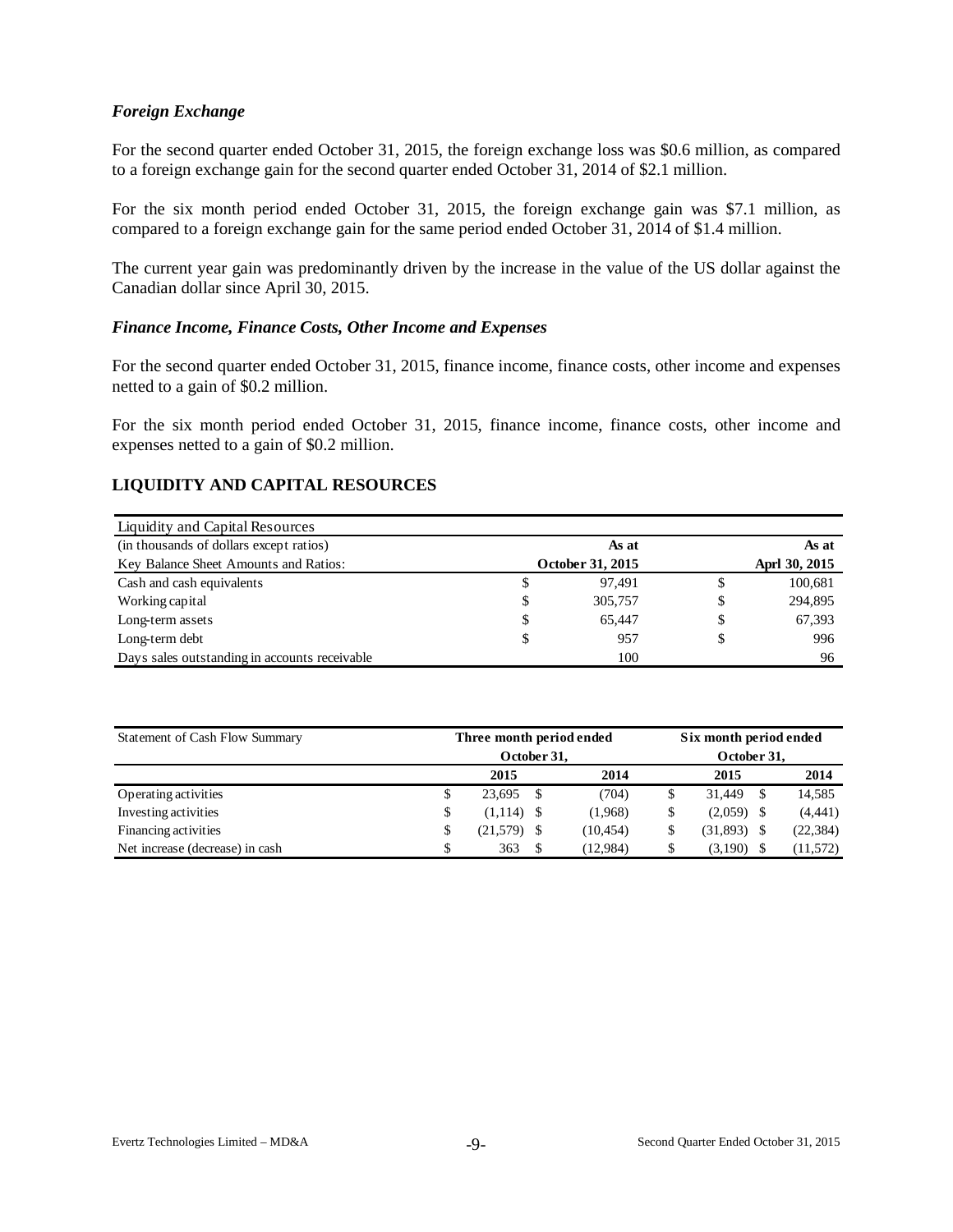### *Foreign Exchange*

For the second quarter ended October 31, 2015, the foreign exchange loss was \$0.6 million, as compared to a foreign exchange gain for the second quarter ended October 31, 2014 of \$2.1 million.

For the six month period ended October 31, 2015, the foreign exchange gain was \$7.1 million, as compared to a foreign exchange gain for the same period ended October 31, 2014 of \$1.4 million.

The current year gain was predominantly driven by the increase in the value of the US dollar against the Canadian dollar since April 30, 2015.

### *Finance Income, Finance Costs, Other Income and Expenses*

For the second quarter ended October 31, 2015, finance income, finance costs, other income and expenses netted to a gain of \$0.2 million.

For the six month period ended October 31, 2015, finance income, finance costs, other income and expenses netted to a gain of \$0.2 million.

## LIQUIDITY AND CAPITAL RESOURCES

| Liquidity and Capital Resources | | | | |
|---|---|---|---|---|
| (in thousands of dollars except ratios) | | As at | | As at |
| Key Balance Sheet Amounts and Ratios: | | October 31, 2015 | | Aprl 30, 2015 |
| Cash and cash equivalents | \$ | 97,491 | \$ | 100,681 |
| Working capital | \$ | 305,757 | \$ | 294,895 |
| Long-term assets | \$ | 65,447 | \$ | 67,393 |
| Long-term debt | \$ | 957 | \$ | 996 |
| Days sales outstanding in accounts receivable | | 100 | | 96 |

| Statement of Cash Flow Summary | Three month period ended October 31, | | | | Six month period ended October 31, | | | |
|---|---|---|---|---|---|---|---|---|
| | | 2015 | | 2014 | | 2015 | | 2014 |
| Operating activities | \$ | 23,695 | \$ | (704) | \$ | 31,449 | \$ | 14,585 |
| Investing activities | \$ | (1,114) | \$ | (1,968) | \$ | (2,059) | \$ | (4,441) |
| Financing activities | \$ | (21,579) | \$ | (10,454) | \$ | (31,893) | \$ | (22,384) |
| Net increase (decrease) in cash | \$ | 363 | \$ | (12,984) | \$ | (3,190) | \$ | (11,572) |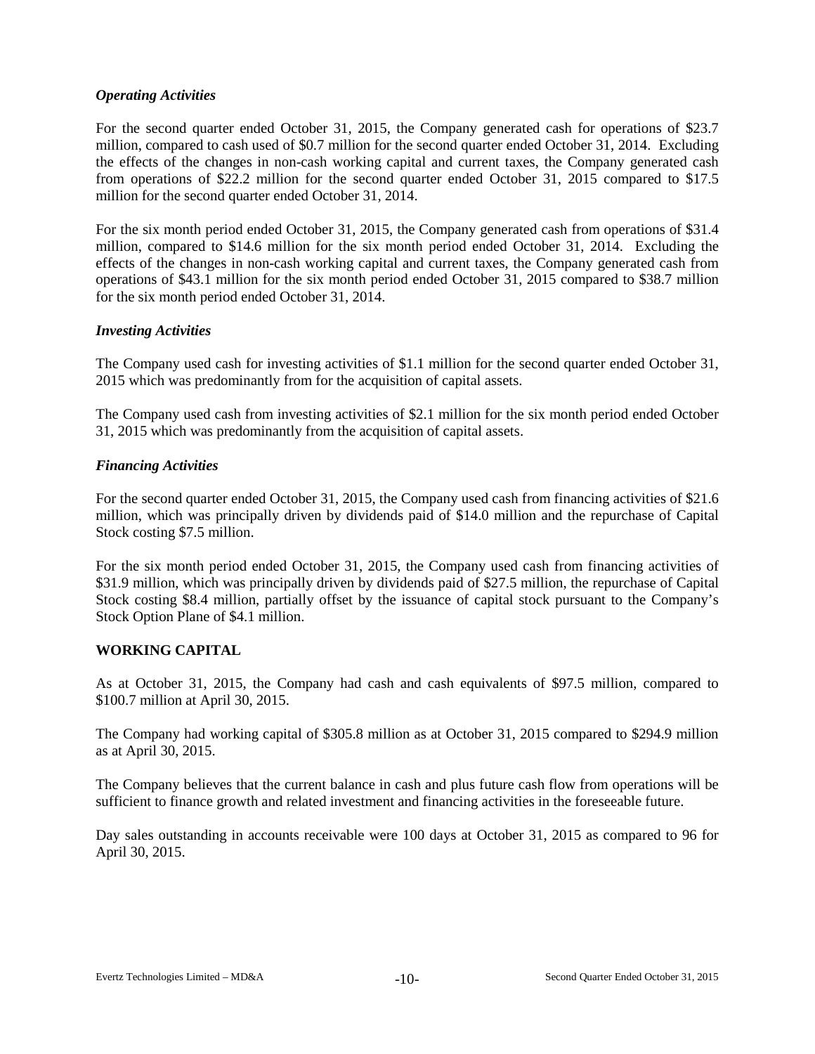### *Operating Activities*

For the second quarter ended October 31, 2015, the Company generated cash for operations of $23.7 million, compared to cash used of $0.7 million for the second quarter ended October 31, 2014. Excluding the effects of the changes in non-cash working capital and current taxes, the Company generated cash from operations of $22.2 million for the second quarter ended October 31, 2015 compared to $17.5 million for the second quarter ended October 31, 2014.

For the six month period ended October 31, 2015, the Company generated cash from operations of $31.4 million, compared to $14.6 million for the six month period ended October 31, 2014. Excluding the effects of the changes in non-cash working capital and current taxes, the Company generated cash from operations of $43.1 million for the six month period ended October 31, 2015 compared to $38.7 million for the six month period ended October 31, 2014.

### *Investing Activities*

The Company used cash for investing activities of $1.1 million for the second quarter ended October 31, 2015 which was predominantly from for the acquisition of capital assets.

The Company used cash from investing activities of $2.1 million for the six month period ended October 31, 2015 which was predominantly from the acquisition of capital assets.

### *Financing Activities*

For the second quarter ended October 31, 2015, the Company used cash from financing activities of $21.6 million, which was principally driven by dividends paid of $14.0 million and the repurchase of Capital Stock costing $7.5 million.

For the six month period ended October 31, 2015, the Company used cash from financing activities of $31.9 million, which was principally driven by dividends paid of $27.5 million, the repurchase of Capital Stock costing $8.4 million, partially offset by the issuance of capital stock pursuant to the Company's Stock Option Plane of $4.1 million.

## WORKING CAPITAL

As at October 31, 2015, the Company had cash and cash equivalents of $97.5 million, compared to $100.7 million at April 30, 2015.

The Company had working capital of $305.8 million as at October 31, 2015 compared to $294.9 million as at April 30, 2015.

The Company believes that the current balance in cash and plus future cash flow from operations will be sufficient to finance growth and related investment and financing activities in the foreseeable future.

Day sales outstanding in accounts receivable were 100 days at October 31, 2015 as compared to 96 for April 30, 2015.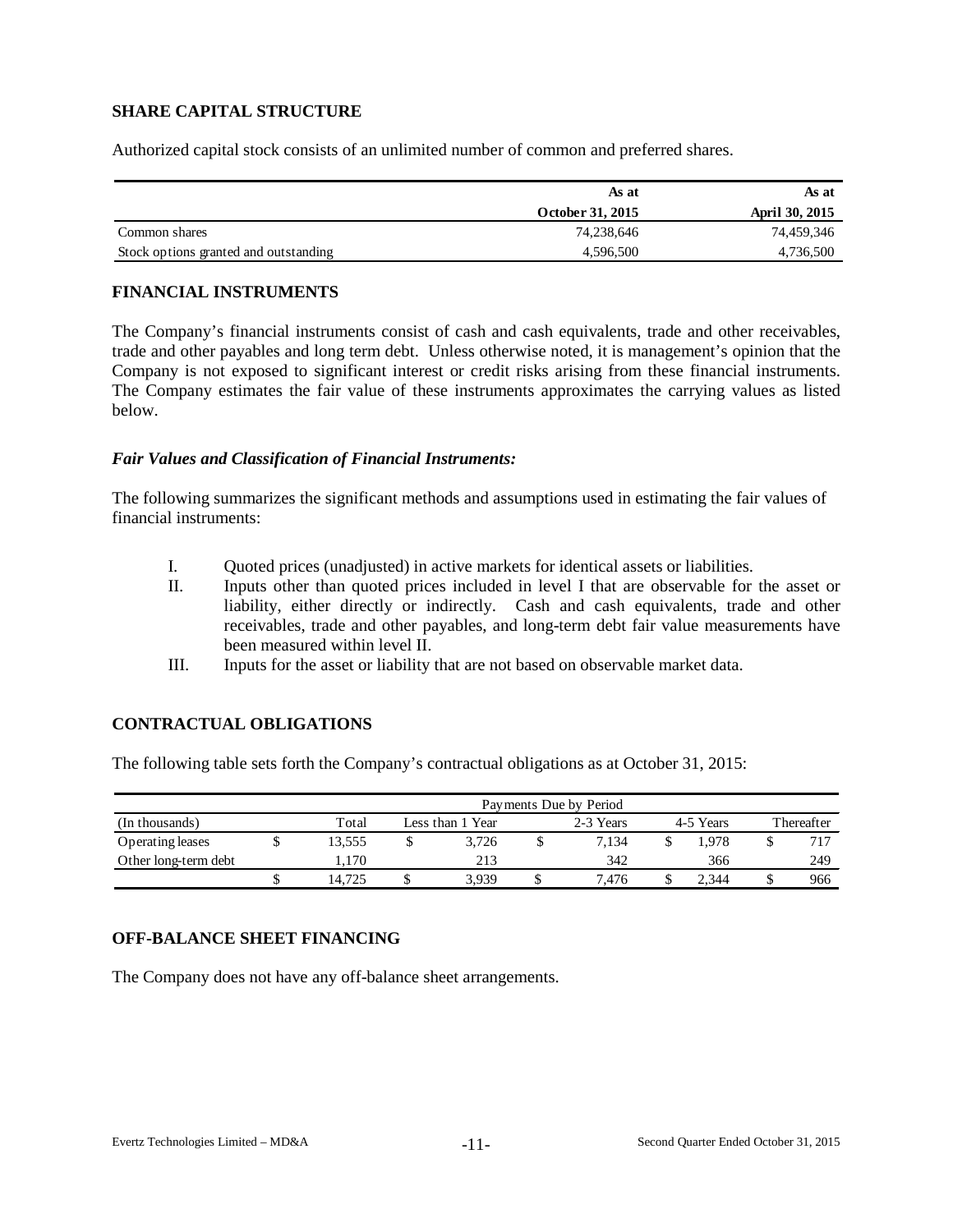## SHARE CAPITAL STRUCTURE

Authorized capital stock consists of an unlimited number of common and preferred shares.

| | As at October 31, 2015 | As at April 30, 2015 |
|---|---|---|
| Common shares | 74,238,646 | 74,459,346 |
| Stock options granted and outstanding | 4,596,500 | 4,736,500 |

## FINANCIAL INSTRUMENTS

The Company's financial instruments consist of cash and cash equivalents, trade and other receivables, trade and other payables and long term debt. Unless otherwise noted, it is management's opinion that the Company is not exposed to significant interest or credit risks arising from these financial instruments. The Company estimates the fair value of these instruments approximates the carrying values as listed below.

### *Fair Values and Classification of Financial Instruments:*

The following summarizes the significant methods and assumptions used in estimating the fair values of financial instruments:

I. Quoted prices (unadjusted) in active markets for identical assets or liabilities.

II. Inputs other than quoted prices included in level I that are observable for the asset or liability, either directly or indirectly. Cash and cash equivalents, trade and other receivables, trade and other payables, and long-term debt fair value measurements have been measured within level II.

III. Inputs for the asset or liability that are not based on observable market data.

## CONTRACTUAL OBLIGATIONS

The following table sets forth the Company's contractual obligations as at October 31, 2015:

| | Payments Due by Period | | | | |
|---|---|---|---|---|---|
| (In thousands) | Total | Less than 1 Year | 2-3 Years | 4-5 Years | Thereafter |
| Operating leases | $ 13,555 | $ 3,726 | $ 7,134 | $ 1,978 | $ 717 |
| Other long-term debt | 1,170 | 213 | 342 | 366 | 249 |
| | $ 14,725 | $ 3,939 | $ 7,476 | $ 2,344 | $ 966 |

## OFF-BALANCE SHEET FINANCING

The Company does not have any off-balance sheet arrangements.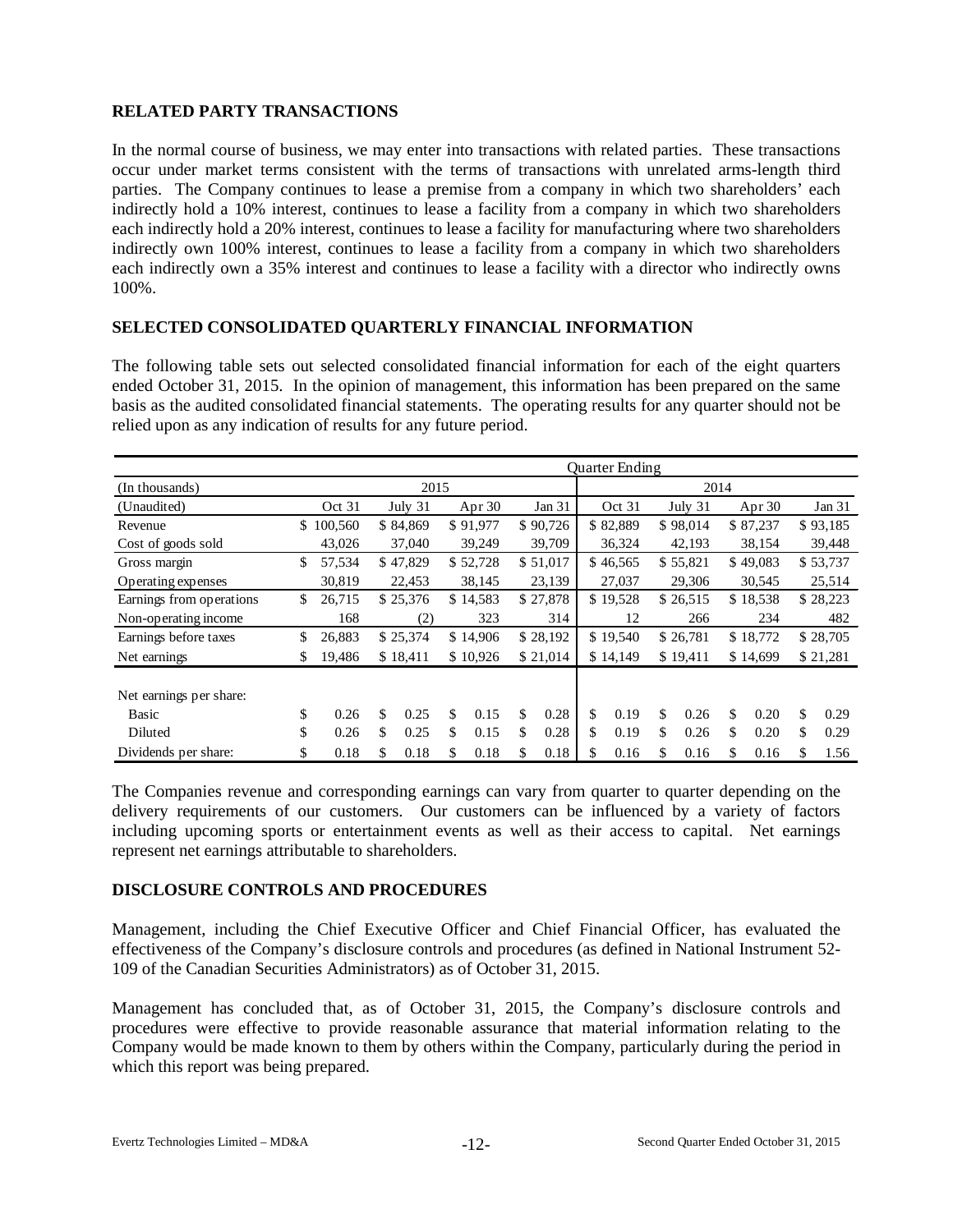## RELATED PARTY TRANSACTIONS

In the normal course of business, we may enter into transactions with related parties. These transactions occur under market terms consistent with the terms of transactions with unrelated arms-length third parties. The Company continues to lease a premise from a company in which two shareholders' each indirectly hold a 10% interest, continues to lease a facility from a company in which two shareholders each indirectly hold a 20% interest, continues to lease a facility for manufacturing where two shareholders indirectly own 100% interest, continues to lease a facility from a company in which two shareholders each indirectly own a 35% interest and continues to lease a facility with a director who indirectly owns 100%.

## SELECTED CONSOLIDATED QUARTERLY FINANCIAL INFORMATION

The following table sets out selected consolidated financial information for each of the eight quarters ended October 31, 2015. In the opinion of management, this information has been prepared on the same basis as the audited consolidated financial statements. The operating results for any quarter should not be relied upon as any indication of results for any future period.

| | Quarter Ending | | | | | | | |
|---|---|---|---|---|---|---|---|---|
| (In thousands) | 2015 | | | | 2014 | | | |
| (Unaudited) | Oct 31 | July 31 | Apr 30 | Jan 31 | Oct 31 | July 31 | Apr 30 | Jan 31 |
| Revenue | $ 100,560 | $ 84,869 | $ 91,977 | $ 90,726 | $ 82,889 | $ 98,014 | $ 87,237 | $ 93,185 |
| Cost of goods sold | 43,026 | 37,040 | 39,249 | 39,709 | 36,324 | 42,193 | 38,154 | 39,448 |
| Gross margin | $ 57,534 | $ 47,829 | $ 52,728 | $ 51,017 | $ 46,565 | $ 55,821 | $ 49,083 | $ 53,737 |
| Operating expenses | 30,819 | 22,453 | 38,145 | 23,139 | 27,037 | 29,306 | 30,545 | 25,514 |
| Earnings from operations | $ 26,715 | $ 25,376 | $ 14,583 | $ 27,878 | $ 19,528 | $ 26,515 | $ 18,538 | $ 28,223 |
| Non-operating income | 168 | (2) | 323 | 314 | 12 | 266 | 234 | 482 |
| Earnings before taxes | $ 26,883 | $ 25,374 | $ 14,906 | $ 28,192 | $ 19,540 | $ 26,781 | $ 18,772 | $ 28,705 |
| Net earnings | $ 19,486 | $ 18,411 | $ 10,926 | $ 21,014 | $ 14,149 | $ 19,411 | $ 14,699 | $ 21,281 |
| Net earnings per share: | | | | | | | | |
| Basic | $ 0.26 | $ 0.25 | $ 0.15 | $ 0.28 | $ 0.19 | $ 0.26 | $ 0.20 | $ 0.29 |
| Diluted | $ 0.26 | $ 0.25 | $ 0.15 | $ 0.28 | $ 0.19 | $ 0.26 | $ 0.20 | $ 0.29 |
| Dividends per share: | $ 0.18 | $ 0.18 | $ 0.18 | $ 0.18 | $ 0.16 | $ 0.16 | $ 0.16 | $ 1.56 |

The Companies revenue and corresponding earnings can vary from quarter to quarter depending on the delivery requirements of our customers. Our customers can be influenced by a variety of factors including upcoming sports or entertainment events as well as their access to capital. Net earnings represent net earnings attributable to shareholders.

## DISCLOSURE CONTROLS AND PROCEDURES

Management, including the Chief Executive Officer and Chief Financial Officer, has evaluated the effectiveness of the Company's disclosure controls and procedures (as defined in National Instrument 52-109 of the Canadian Securities Administrators) as of October 31, 2015.

Management has concluded that, as of October 31, 2015, the Company's disclosure controls and procedures were effective to provide reasonable assurance that material information relating to the Company would be made known to them by others within the Company, particularly during the period in which this report was being prepared.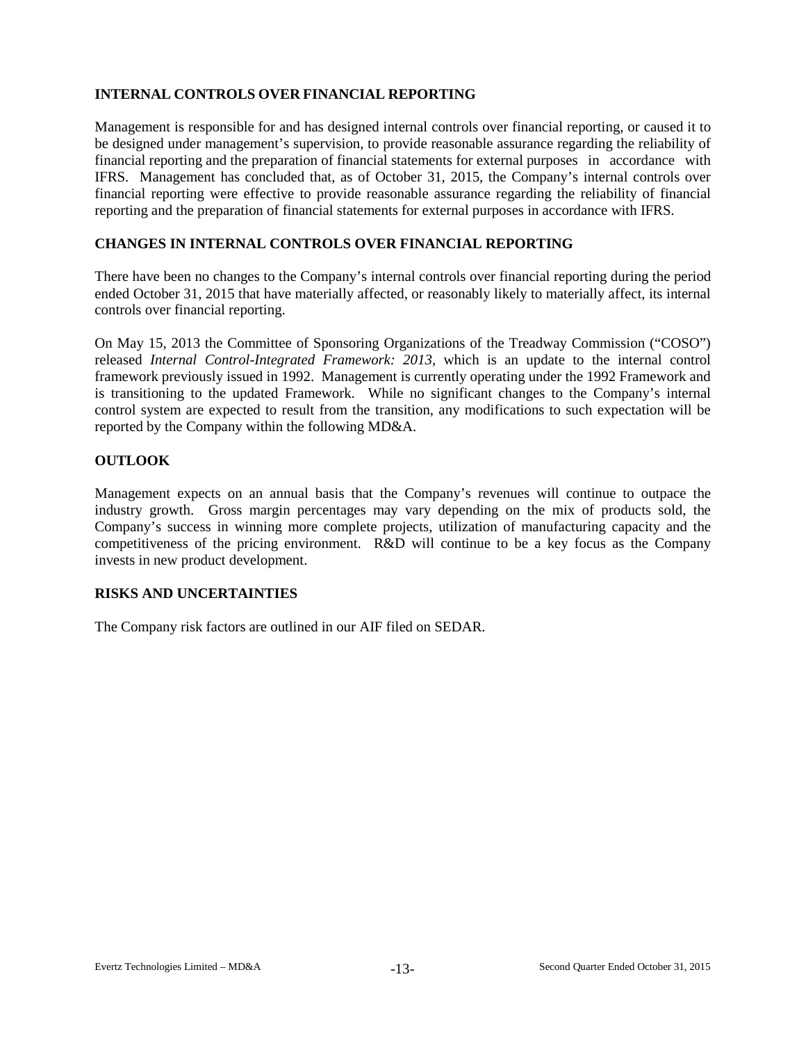## INTERNAL CONTROLS OVER FINANCIAL REPORTING

Management is responsible for and has designed internal controls over financial reporting, or caused it to be designed under management's supervision, to provide reasonable assurance regarding the reliability of financial reporting and the preparation of financial statements for external purposes in accordance with IFRS. Management has concluded that, as of October 31, 2015, the Company's internal controls over financial reporting were effective to provide reasonable assurance regarding the reliability of financial reporting and the preparation of financial statements for external purposes in accordance with IFRS.

## CHANGES IN INTERNAL CONTROLS OVER FINANCIAL REPORTING

There have been no changes to the Company's internal controls over financial reporting during the period ended October 31, 2015 that have materially affected, or reasonably likely to materially affect, its internal controls over financial reporting.

On May 15, 2013 the Committee of Sponsoring Organizations of the Treadway Commission ("COSO") released *Internal Control-Integrated Framework: 2013,* which is an update to the internal control framework previously issued in 1992. Management is currently operating under the 1992 Framework and is transitioning to the updated Framework. While no significant changes to the Company's internal control system are expected to result from the transition, any modifications to such expectation will be reported by the Company within the following MD&A.

## OUTLOOK

Management expects on an annual basis that the Company's revenues will continue to outpace the industry growth. Gross margin percentages may vary depending on the mix of products sold, the Company's success in winning more complete projects, utilization of manufacturing capacity and the competitiveness of the pricing environment. R&D will continue to be a key focus as the Company invests in new product development.

## RISKS AND UNCERTAINTIES

The Company risk factors are outlined in our AIF filed on SEDAR.